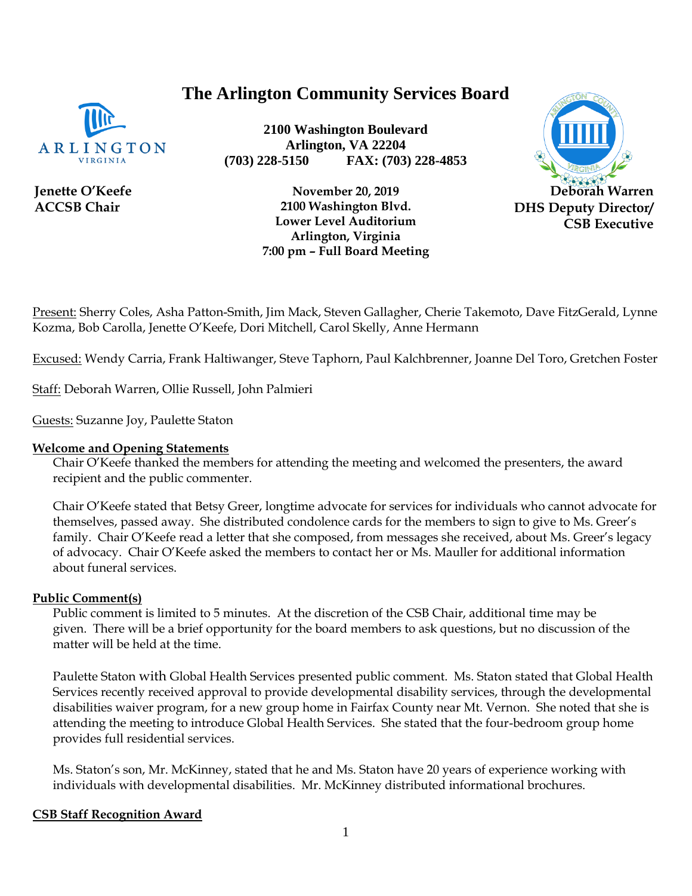# The Arlington Community Services Board

**2100 Washington Boulevard**
**Arlington, VA 22204**
**(703) 228-5150 FAX: (703) 228-4853**

**Jenette O'Keefe**
**ACCSB Chair**

**November 20, 2019**
**2100 Washington Blvd.**
**Lower Level Auditorium**
**Arlington, Virginia**
**7:00 pm – Full Board Meeting**

**Deborah Warren**
**DHS Deputy Director/**
**CSB Executive**

Present: Sherry Coles, Asha Patton-Smith, Jim Mack, Steven Gallagher, Cherie Takemoto, Dave FitzGerald, Lynne Kozma, Bob Carolla, Jenette O'Keefe, Dori Mitchell, Carol Skelly, Anne Hermann

Excused: Wendy Carria, Frank Haltiwanger, Steve Taphorn, Paul Kalchbrenner, Joanne Del Toro, Gretchen Foster

Staff: Deborah Warren, Ollie Russell, John Palmieri

Guests: Suzanne Joy, Paulette Staton

## Welcome and Opening Statements

Chair O'Keefe thanked the members for attending the meeting and welcomed the presenters, the award recipient and the public commenter.

Chair O'Keefe stated that Betsy Greer, longtime advocate for services for individuals who cannot advocate for themselves, passed away. She distributed condolence cards for the members to sign to give to Ms. Greer's family. Chair O'Keefe read a letter that she composed, from messages she received, about Ms. Greer's legacy of advocacy. Chair O'Keefe asked the members to contact her or Ms. Mauller for additional information about funeral services.

## Public Comment(s)

Public comment is limited to 5 minutes. At the discretion of the CSB Chair, additional time may be given. There will be a brief opportunity for the board members to ask questions, but no discussion of the matter will be held at the time.

Paulette Staton with Global Health Services presented public comment. Ms. Staton stated that Global Health Services recently received approval to provide developmental disability services, through the developmental disabilities waiver program, for a new group home in Fairfax County near Mt. Vernon. She noted that she is attending the meeting to introduce Global Health Services. She stated that the four-bedroom group home provides full residential services.

Ms. Staton's son, Mr. McKinney, stated that he and Ms. Staton have 20 years of experience working with individuals with developmental disabilities. Mr. McKinney distributed informational brochures.

## CSB Staff Recognition Award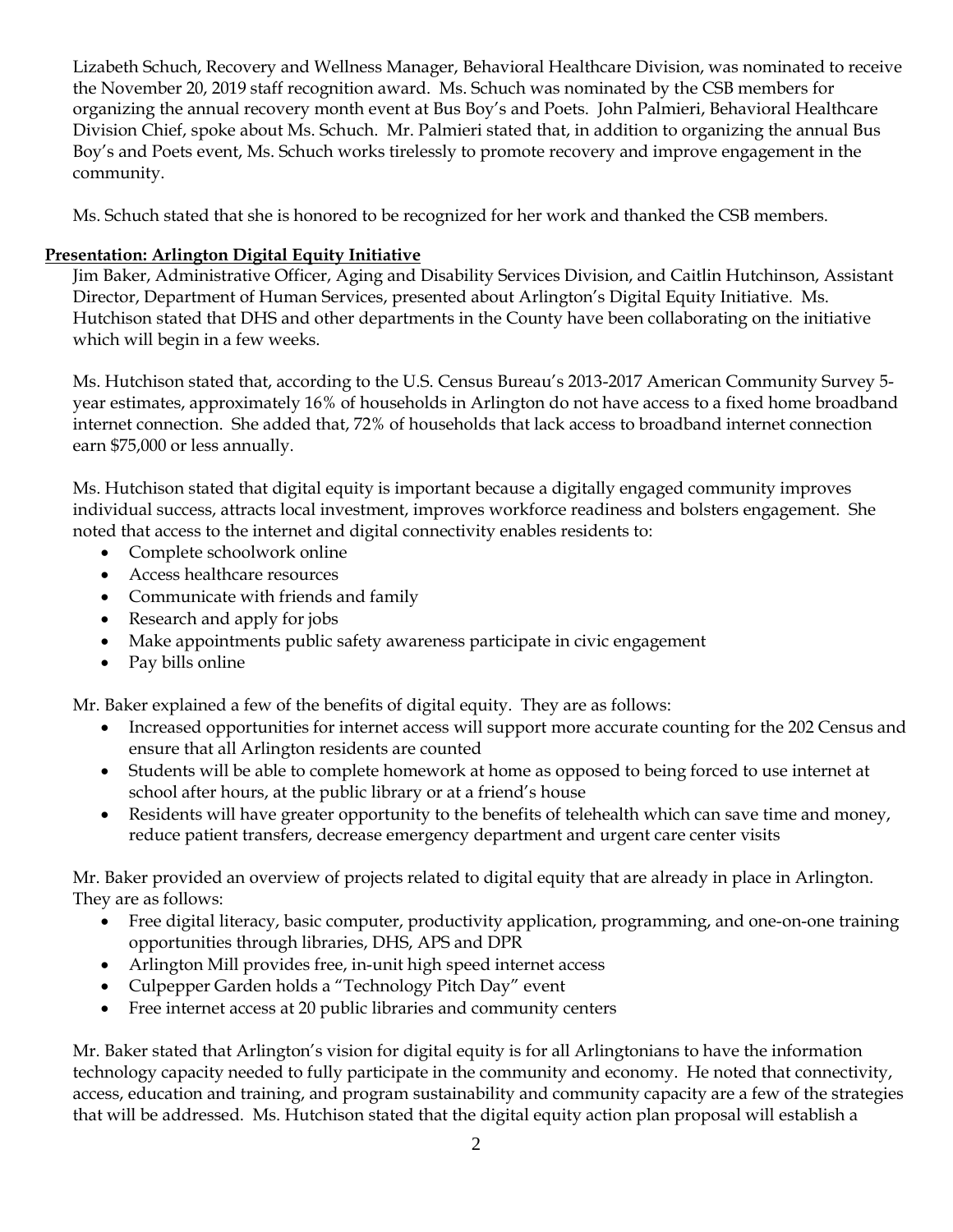Lizabeth Schuch, Recovery and Wellness Manager, Behavioral Healthcare Division, was nominated to receive the November 20, 2019 staff recognition award. Ms. Schuch was nominated by the CSB members for organizing the annual recovery month event at Bus Boy's and Poets. John Palmieri, Behavioral Healthcare Division Chief, spoke about Ms. Schuch. Mr. Palmieri stated that, in addition to organizing the annual Bus Boy's and Poets event, Ms. Schuch works tirelessly to promote recovery and improve engagement in the community.

Ms. Schuch stated that she is honored to be recognized for her work and thanked the CSB members.

**Presentation: Arlington Digital Equity Initiative**

Jim Baker, Administrative Officer, Aging and Disability Services Division, and Caitlin Hutchinson, Assistant Director, Department of Human Services, presented about Arlington's Digital Equity Initiative. Ms. Hutchison stated that DHS and other departments in the County have been collaborating on the initiative which will begin in a few weeks.

Ms. Hutchison stated that, according to the U.S. Census Bureau's 2013-2017 American Community Survey 5-year estimates, approximately 16% of households in Arlington do not have access to a fixed home broadband internet connection. She added that, 72% of households that lack access to broadband internet connection earn $75,000 or less annually.

Ms. Hutchison stated that digital equity is important because a digitally engaged community improves individual success, attracts local investment, improves workforce readiness and bolsters engagement. She noted that access to the internet and digital connectivity enables residents to:

- Complete schoolwork online
- Access healthcare resources
- Communicate with friends and family
- Research and apply for jobs
- Make appointments public safety awareness participate in civic engagement
- Pay bills online

Mr. Baker explained a few of the benefits of digital equity. They are as follows:

- Increased opportunities for internet access will support more accurate counting for the 202 Census and ensure that all Arlington residents are counted
- Students will be able to complete homework at home as opposed to being forced to use internet at school after hours, at the public library or at a friend's house
- Residents will have greater opportunity to the benefits of telehealth which can save time and money, reduce patient transfers, decrease emergency department and urgent care center visits

Mr. Baker provided an overview of projects related to digital equity that are already in place in Arlington. They are as follows:

- Free digital literacy, basic computer, productivity application, programming, and one-on-one training opportunities through libraries, DHS, APS and DPR
- Arlington Mill provides free, in-unit high speed internet access
- Culpepper Garden holds a "Technology Pitch Day" event
- Free internet access at 20 public libraries and community centers

Mr. Baker stated that Arlington's vision for digital equity is for all Arlingtonians to have the information technology capacity needed to fully participate in the community and economy. He noted that connectivity, access, education and training, and program sustainability and community capacity are a few of the strategies that will be addressed. Ms. Hutchison stated that the digital equity action plan proposal will establish a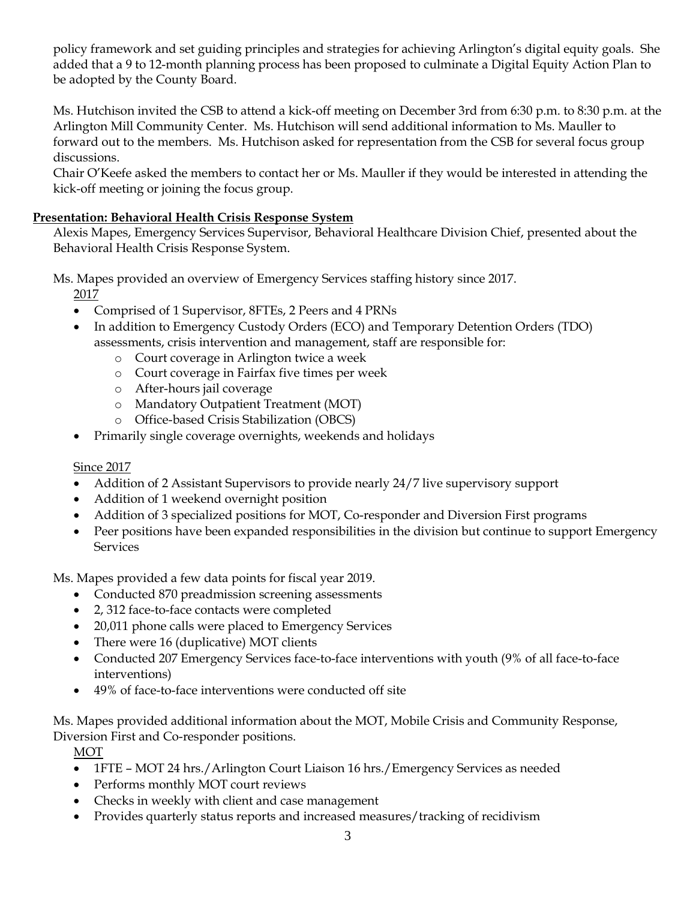policy framework and set guiding principles and strategies for achieving Arlington's digital equity goals. She added that a 9 to 12-month planning process has been proposed to culminate a Digital Equity Action Plan to be adopted by the County Board.

Ms. Hutchison invited the CSB to attend a kick-off meeting on December 3rd from 6:30 p.m. to 8:30 p.m. at the Arlington Mill Community Center. Ms. Hutchison will send additional information to Ms. Mauller to forward out to the members. Ms. Hutchison asked for representation from the CSB for several focus group discussions.
Chair O'Keefe asked the members to contact her or Ms. Mauller if they would be interested in attending the kick-off meeting or joining the focus group.

**Presentation: Behavioral Health Crisis Response System**

Alexis Mapes, Emergency Services Supervisor, Behavioral Healthcare Division Chief, presented about the Behavioral Health Crisis Response System.

Ms. Mapes provided an overview of Emergency Services staffing history since 2017.

2017

- Comprised of 1 Supervisor, 8FTEs, 2 Peers and 4 PRNs
- In addition to Emergency Custody Orders (ECO) and Temporary Detention Orders (TDO) assessments, crisis intervention and management, staff are responsible for:
  - Court coverage in Arlington twice a week
  - Court coverage in Fairfax five times per week
  - After-hours jail coverage
  - Mandatory Outpatient Treatment (MOT)
  - Office-based Crisis Stabilization (OBCS)
- Primarily single coverage overnights, weekends and holidays

Since 2017

- Addition of 2 Assistant Supervisors to provide nearly 24/7 live supervisory support
- Addition of 1 weekend overnight position
- Addition of 3 specialized positions for MOT, Co-responder and Diversion First programs
- Peer positions have been expanded responsibilities in the division but continue to support Emergency Services

Ms. Mapes provided a few data points for fiscal year 2019.

- Conducted 870 preadmission screening assessments
- 2, 312 face-to-face contacts were completed
- 20,011 phone calls were placed to Emergency Services
- There were 16 (duplicative) MOT clients
- Conducted 207 Emergency Services face-to-face interventions with youth (9% of all face-to-face interventions)
- 49% of face-to-face interventions were conducted off site

Ms. Mapes provided additional information about the MOT, Mobile Crisis and Community Response, Diversion First and Co-responder positions.

MOT

- 1FTE – MOT 24 hrs./Arlington Court Liaison 16 hrs./Emergency Services as needed
- Performs monthly MOT court reviews
- Checks in weekly with client and case management
- Provides quarterly status reports and increased measures/tracking of recidivism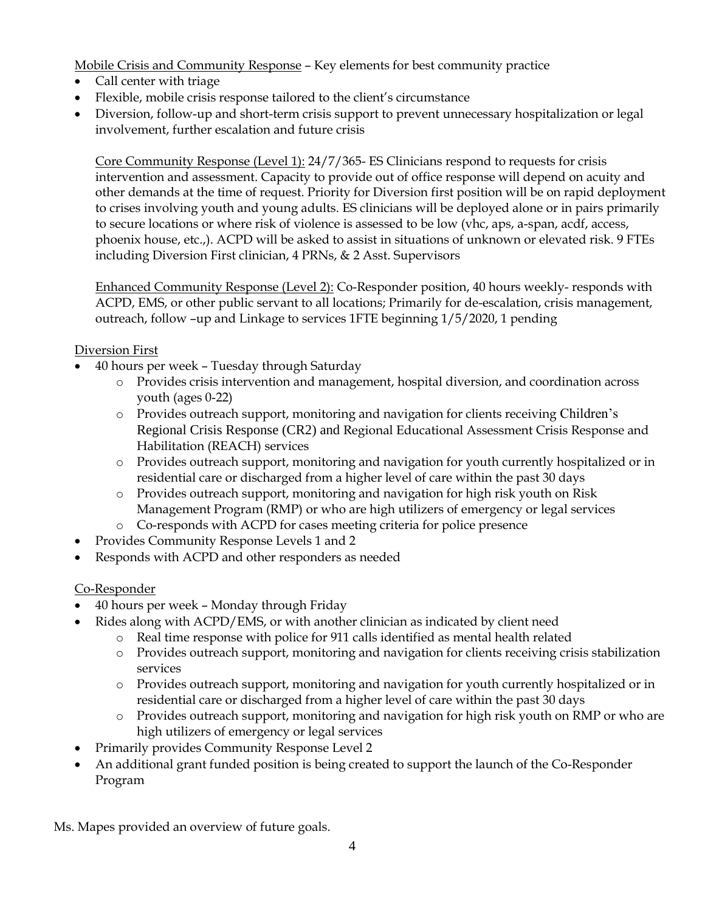Mobile Crisis and Community Response – Key elements for best community practice

- Call center with triage
- Flexible, mobile crisis response tailored to the client's circumstance
- Diversion, follow-up and short-term crisis support to prevent unnecessary hospitalization or legal involvement, further escalation and future crisis

Core Community Response (Level 1): 24/7/365- ES Clinicians respond to requests for crisis intervention and assessment. Capacity to provide out of office response will depend on acuity and other demands at the time of request. Priority for Diversion first position will be on rapid deployment to crises involving youth and young adults. ES clinicians will be deployed alone or in pairs primarily to secure locations or where risk of violence is assessed to be low (vhc, aps, a-span, acdf, access, phoenix house, etc.,). ACPD will be asked to assist in situations of unknown or elevated risk. 9 FTEs including Diversion First clinician, 4 PRNs, & 2 Asst. Supervisors

Enhanced Community Response (Level 2): Co-Responder position, 40 hours weekly- responds with ACPD, EMS, or other public servant to all locations; Primarily for de-escalation, crisis management, outreach, follow –up and Linkage to services 1FTE beginning 1/5/2020, 1 pending

Diversion First

- 40 hours per week – Tuesday through Saturday
  - Provides crisis intervention and management, hospital diversion, and coordination across youth (ages 0-22)
  - Provides outreach support, monitoring and navigation for clients receiving Children's Regional Crisis Response (CR2) and Regional Educational Assessment Crisis Response and Habilitation (REACH) services
  - Provides outreach support, monitoring and navigation for youth currently hospitalized or in residential care or discharged from a higher level of care within the past 30 days
  - Provides outreach support, monitoring and navigation for high risk youth on Risk Management Program (RMP) or who are high utilizers of emergency or legal services
  - Co-responds with ACPD for cases meeting criteria for police presence
- Provides Community Response Levels 1 and 2
- Responds with ACPD and other responders as needed

Co-Responder

- 40 hours per week – Monday through Friday
- Rides along with ACPD/EMS, or with another clinician as indicated by client need
  - Real time response with police for 911 calls identified as mental health related
  - Provides outreach support, monitoring and navigation for clients receiving crisis stabilization services
  - Provides outreach support, monitoring and navigation for youth currently hospitalized or in residential care or discharged from a higher level of care within the past 30 days
  - Provides outreach support, monitoring and navigation for high risk youth on RMP or who are high utilizers of emergency or legal services
- Primarily provides Community Response Level 2
- An additional grant funded position is being created to support the launch of the Co-Responder Program

Ms. Mapes provided an overview of future goals.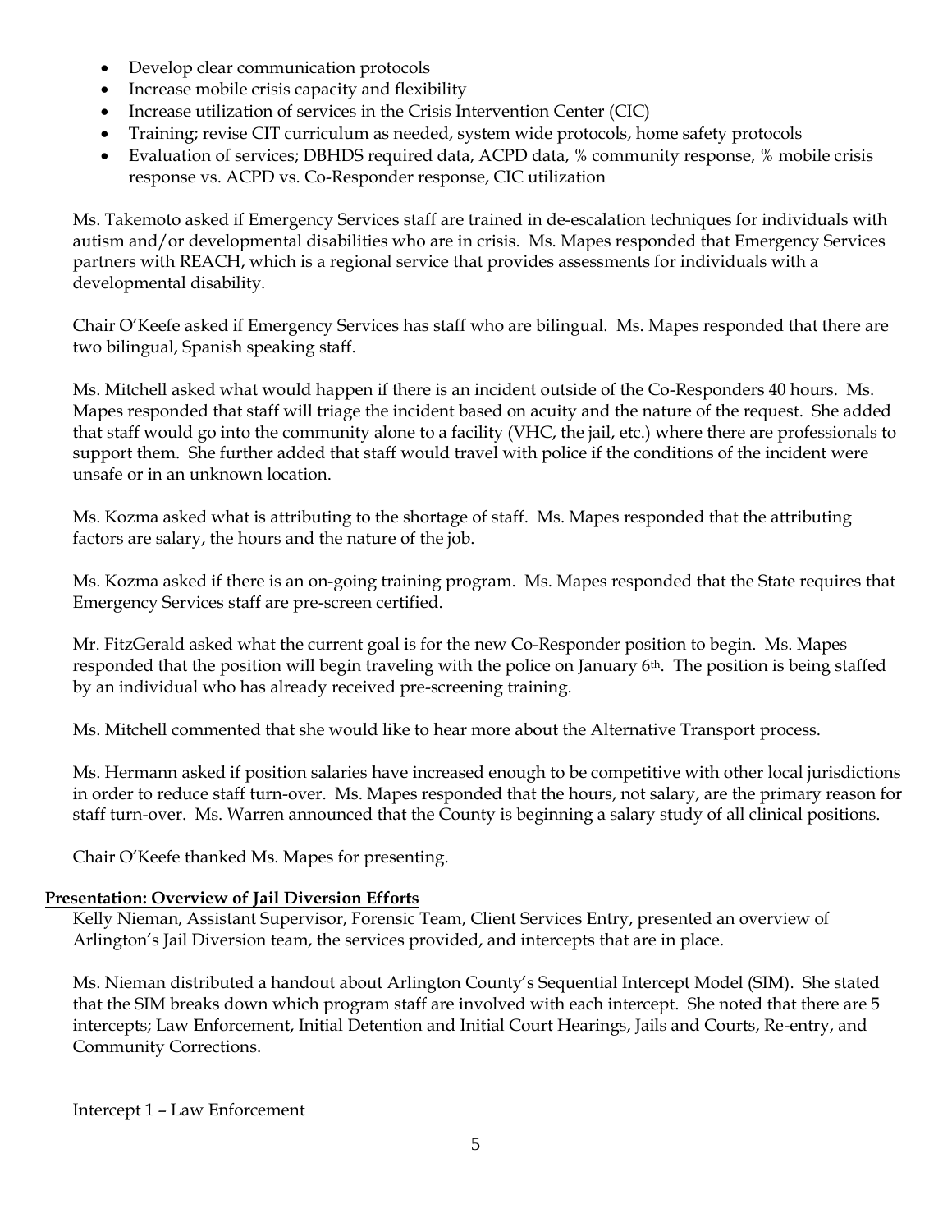- Develop clear communication protocols
- Increase mobile crisis capacity and flexibility
- Increase utilization of services in the Crisis Intervention Center (CIC)
- Training; revise CIT curriculum as needed, system wide protocols, home safety protocols
- Evaluation of services; DBHDS required data, ACPD data, % community response, % mobile crisis response vs. ACPD vs. Co-Responder response, CIC utilization

Ms. Takemoto asked if Emergency Services staff are trained in de-escalation techniques for individuals with autism and/or developmental disabilities who are in crisis. Ms. Mapes responded that Emergency Services partners with REACH, which is a regional service that provides assessments for individuals with a developmental disability.

Chair O'Keefe asked if Emergency Services has staff who are bilingual. Ms. Mapes responded that there are two bilingual, Spanish speaking staff.

Ms. Mitchell asked what would happen if there is an incident outside of the Co-Responders 40 hours. Ms. Mapes responded that staff will triage the incident based on acuity and the nature of the request. She added that staff would go into the community alone to a facility (VHC, the jail, etc.) where there are professionals to support them. She further added that staff would travel with police if the conditions of the incident were unsafe or in an unknown location.

Ms. Kozma asked what is attributing to the shortage of staff. Ms. Mapes responded that the attributing factors are salary, the hours and the nature of the job.

Ms. Kozma asked if there is an on-going training program. Ms. Mapes responded that the State requires that Emergency Services staff are pre-screen certified.

Mr. FitzGerald asked what the current goal is for the new Co-Responder position to begin. Ms. Mapes responded that the position will begin traveling with the police on January 6th. The position is being staffed by an individual who has already received pre-screening training.

Ms. Mitchell commented that she would like to hear more about the Alternative Transport process.

Ms. Hermann asked if position salaries have increased enough to be competitive with other local jurisdictions in order to reduce staff turn-over. Ms. Mapes responded that the hours, not salary, are the primary reason for staff turn-over. Ms. Warren announced that the County is beginning a salary study of all clinical positions.

Chair O'Keefe thanked Ms. Mapes for presenting.

**Presentation: Overview of Jail Diversion Efforts**

Kelly Nieman, Assistant Supervisor, Forensic Team, Client Services Entry, presented an overview of Arlington's Jail Diversion team, the services provided, and intercepts that are in place.

Ms. Nieman distributed a handout about Arlington County's Sequential Intercept Model (SIM). She stated that the SIM breaks down which program staff are involved with each intercept. She noted that there are 5 intercepts; Law Enforcement, Initial Detention and Initial Court Hearings, Jails and Courts, Re-entry, and Community Corrections.

Intercept 1 – Law Enforcement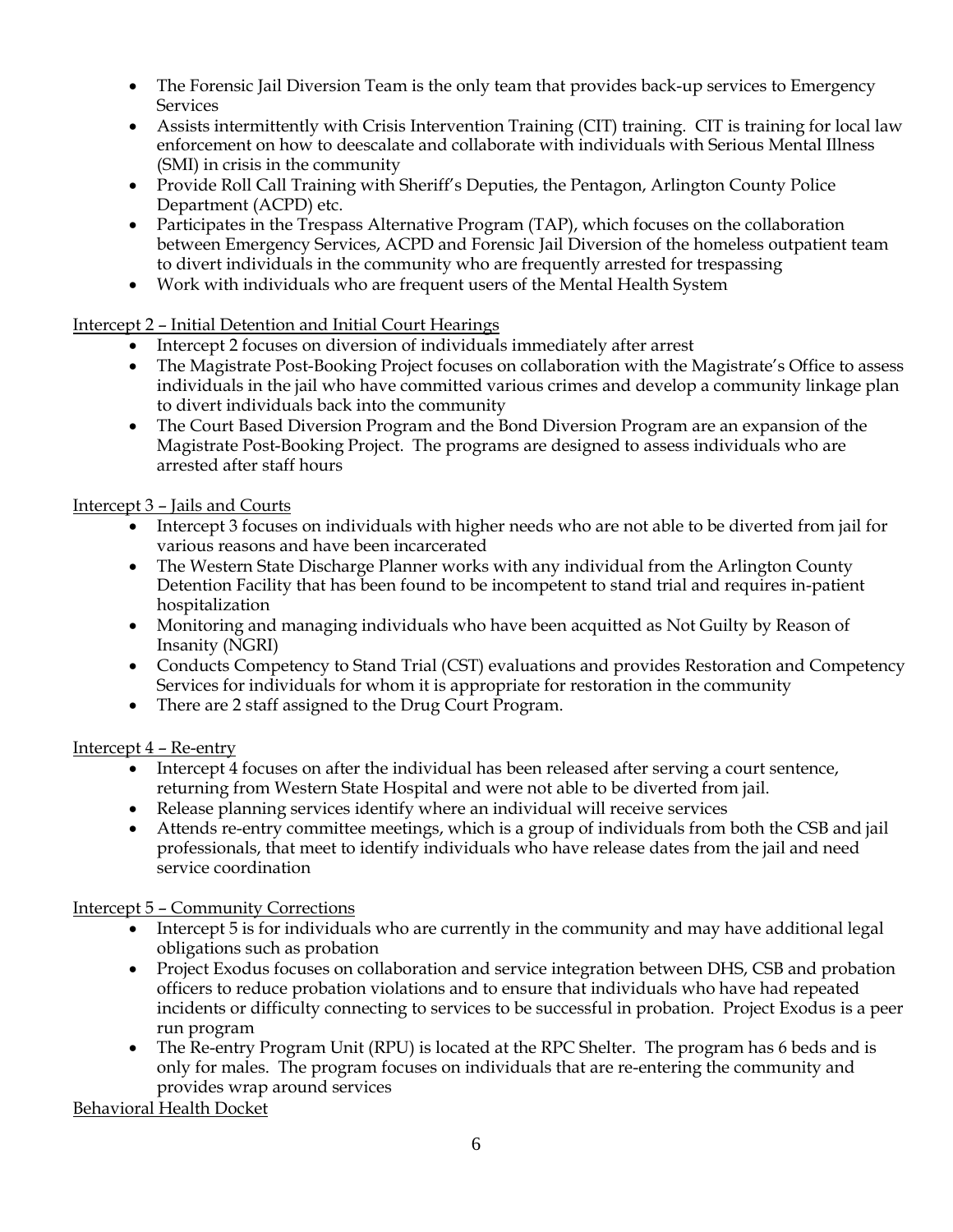- The Forensic Jail Diversion Team is the only team that provides back-up services to Emergency Services
- Assists intermittently with Crisis Intervention Training (CIT) training. CIT is training for local law enforcement on how to deescalate and collaborate with individuals with Serious Mental Illness (SMI) in crisis in the community
- Provide Roll Call Training with Sheriff's Deputies, the Pentagon, Arlington County Police Department (ACPD) etc.
- Participates in the Trespass Alternative Program (TAP), which focuses on the collaboration between Emergency Services, ACPD and Forensic Jail Diversion of the homeless outpatient team to divert individuals in the community who are frequently arrested for trespassing
- Work with individuals who are frequent users of the Mental Health System

<u>Intercept 2 – Initial Detention and Initial Court Hearings</u>

- Intercept 2 focuses on diversion of individuals immediately after arrest
- The Magistrate Post-Booking Project focuses on collaboration with the Magistrate's Office to assess individuals in the jail who have committed various crimes and develop a community linkage plan to divert individuals back into the community
- The Court Based Diversion Program and the Bond Diversion Program are an expansion of the Magistrate Post-Booking Project. The programs are designed to assess individuals who are arrested after staff hours

<u>Intercept 3 – Jails and Courts</u>

- Intercept 3 focuses on individuals with higher needs who are not able to be diverted from jail for various reasons and have been incarcerated
- The Western State Discharge Planner works with any individual from the Arlington County Detention Facility that has been found to be incompetent to stand trial and requires in-patient hospitalization
- Monitoring and managing individuals who have been acquitted as Not Guilty by Reason of Insanity (NGRI)
- Conducts Competency to Stand Trial (CST) evaluations and provides Restoration and Competency Services for individuals for whom it is appropriate for restoration in the community
- There are 2 staff assigned to the Drug Court Program.

<u>Intercept 4 – Re-entry</u>

- Intercept 4 focuses on after the individual has been released after serving a court sentence, returning from Western State Hospital and were not able to be diverted from jail.
- Release planning services identify where an individual will receive services
- Attends re-entry committee meetings, which is a group of individuals from both the CSB and jail professionals, that meet to identify individuals who have release dates from the jail and need service coordination

<u>Intercept 5 – Community Corrections</u>

- Intercept 5 is for individuals who are currently in the community and may have additional legal obligations such as probation
- Project Exodus focuses on collaboration and service integration between DHS, CSB and probation officers to reduce probation violations and to ensure that individuals who have had repeated incidents or difficulty connecting to services to be successful in probation. Project Exodus is a peer run program
- The Re-entry Program Unit (RPU) is located at the RPC Shelter. The program has 6 beds and is only for males. The program focuses on individuals that are re-entering the community and provides wrap around services

<u>Behavioral Health Docket</u>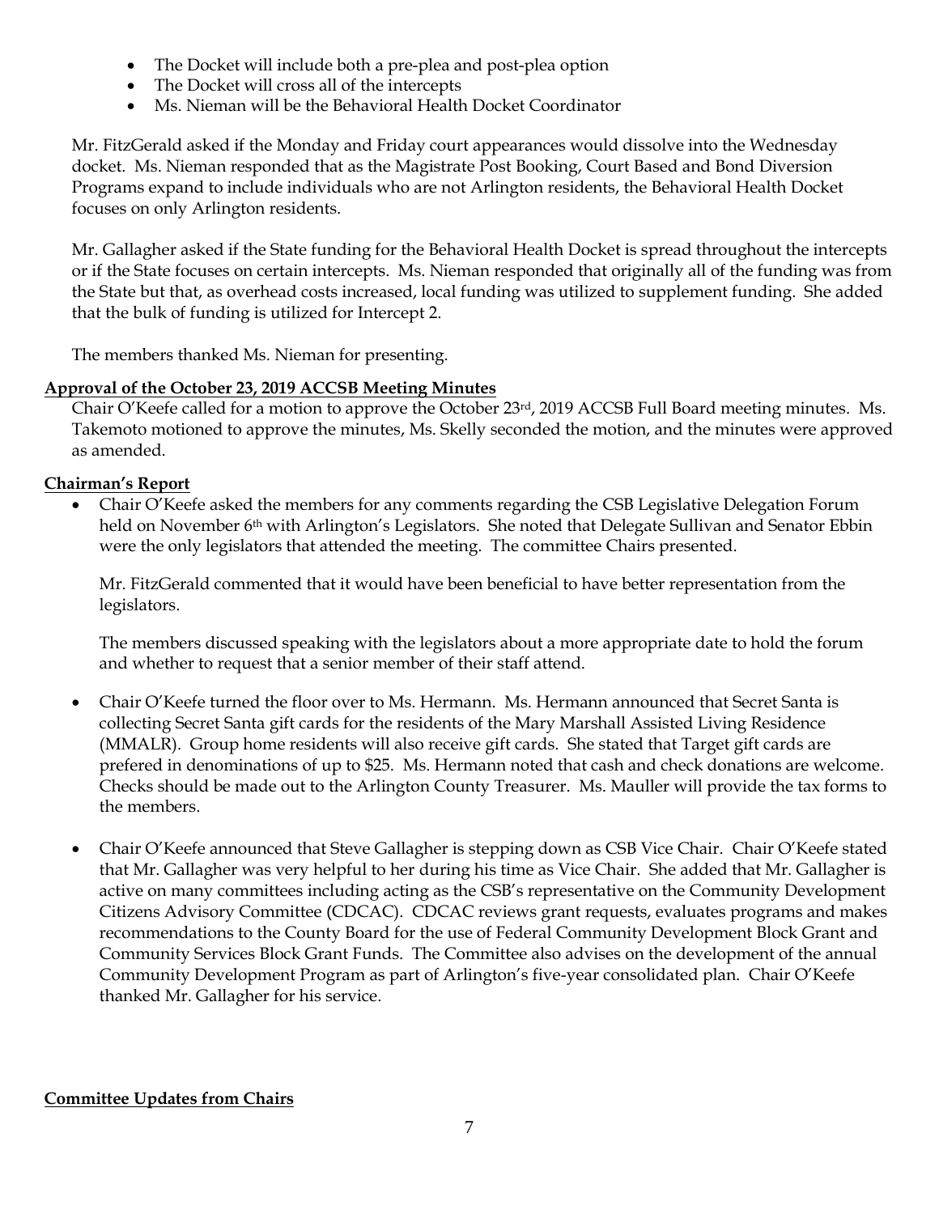- The Docket will include both a pre-plea and post-plea option
- The Docket will cross all of the intercepts
- Ms. Nieman will be the Behavioral Health Docket Coordinator

Mr. FitzGerald asked if the Monday and Friday court appearances would dissolve into the Wednesday docket. Ms. Nieman responded that as the Magistrate Post Booking, Court Based and Bond Diversion Programs expand to include individuals who are not Arlington residents, the Behavioral Health Docket focuses on only Arlington residents.

Mr. Gallagher asked if the State funding for the Behavioral Health Docket is spread throughout the intercepts or if the State focuses on certain intercepts. Ms. Nieman responded that originally all of the funding was from the State but that, as overhead costs increased, local funding was utilized to supplement funding. She added that the bulk of funding is utilized for Intercept 2.

The members thanked Ms. Nieman for presenting.

**Approval of the October 23, 2019 ACCSB Meeting Minutes**

Chair O'Keefe called for a motion to approve the October 23rd, 2019 ACCSB Full Board meeting minutes. Ms. Takemoto motioned to approve the minutes, Ms. Skelly seconded the motion, and the minutes were approved as amended.

**Chairman's Report**

- Chair O'Keefe asked the members for any comments regarding the CSB Legislative Delegation Forum held on November 6th with Arlington's Legislators. She noted that Delegate Sullivan and Senator Ebbin were the only legislators that attended the meeting. The committee Chairs presented.

  Mr. FitzGerald commented that it would have been beneficial to have better representation from the legislators.

  The members discussed speaking with the legislators about a more appropriate date to hold the forum and whether to request that a senior member of their staff attend.

- Chair O'Keefe turned the floor over to Ms. Hermann. Ms. Hermann announced that Secret Santa is collecting Secret Santa gift cards for the residents of the Mary Marshall Assisted Living Residence (MMALR). Group home residents will also receive gift cards. She stated that Target gift cards are prefered in denominations of up to $25. Ms. Hermann noted that cash and check donations are welcome. Checks should be made out to the Arlington County Treasurer. Ms. Mauller will provide the tax forms to the members.

- Chair O'Keefe announced that Steve Gallagher is stepping down as CSB Vice Chair. Chair O'Keefe stated that Mr. Gallagher was very helpful to her during his time as Vice Chair. She added that Mr. Gallagher is active on many committees including acting as the CSB's representative on the Community Development Citizens Advisory Committee (CDCAC). CDCAC reviews grant requests, evaluates programs and makes recommendations to the County Board for the use of Federal Community Development Block Grant and Community Services Block Grant Funds. The Committee also advises on the development of the annual Community Development Program as part of Arlington's five-year consolidated plan. Chair O'Keefe thanked Mr. Gallagher for his service.

**Committee Updates from Chairs**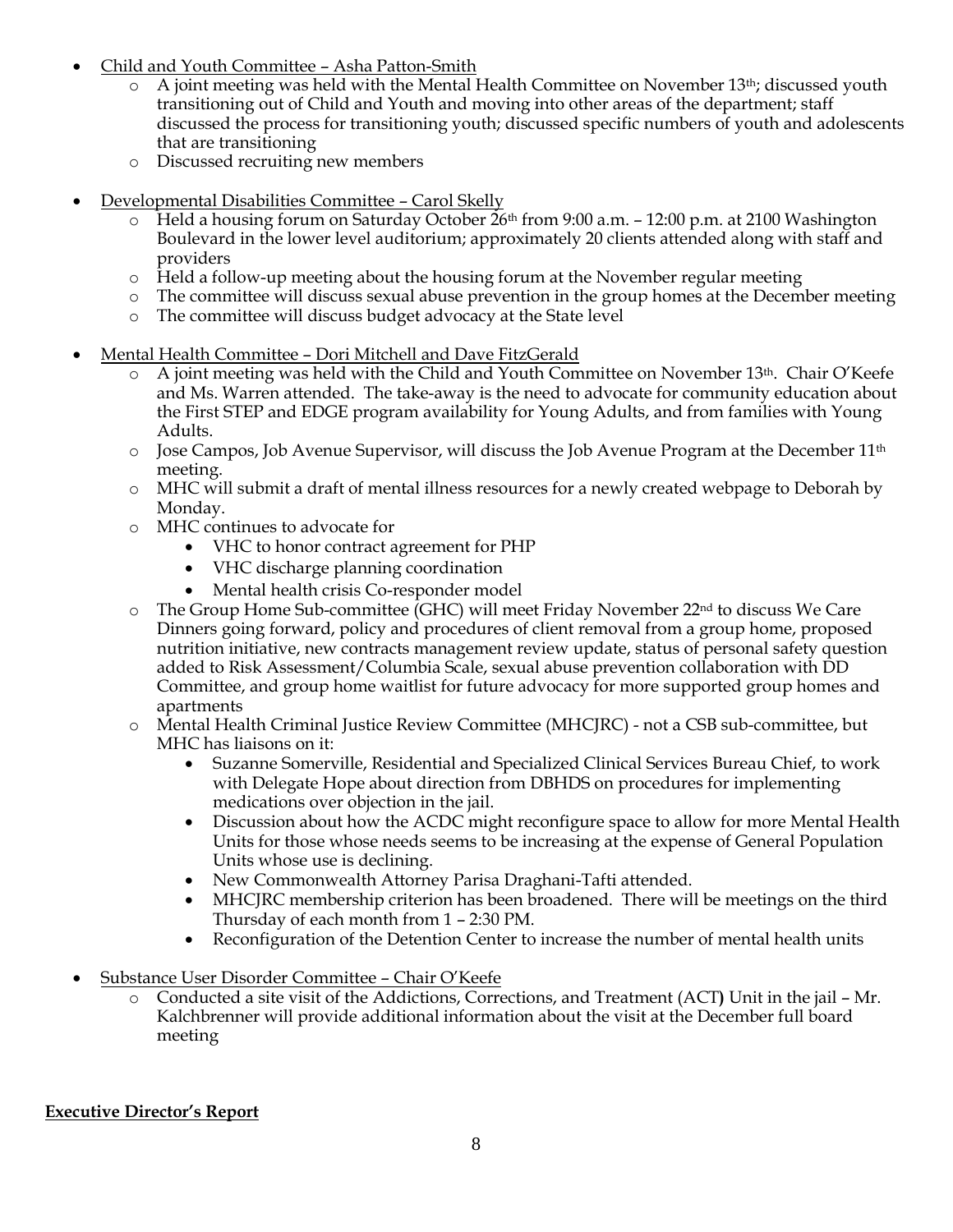- Child and Youth Committee – Asha Patton-Smith
    - A joint meeting was held with the Mental Health Committee on November 13th; discussed youth transitioning out of Child and Youth and moving into other areas of the department; staff discussed the process for transitioning youth; discussed specific numbers of youth and adolescents that are transitioning
    - Discussed recruiting new members

- Developmental Disabilities Committee – Carol Skelly
    - Held a housing forum on Saturday October 26th from 9:00 a.m. – 12:00 p.m. at 2100 Washington Boulevard in the lower level auditorium; approximately 20 clients attended along with staff and providers
    - Held a follow-up meeting about the housing forum at the November regular meeting
    - The committee will discuss sexual abuse prevention in the group homes at the December meeting
    - The committee will discuss budget advocacy at the State level

- Mental Health Committee – Dori Mitchell and Dave FitzGerald
    - A joint meeting was held with the Child and Youth Committee on November 13th. Chair O'Keefe and Ms. Warren attended. The take-away is the need to advocate for community education about the First STEP and EDGE program availability for Young Adults, and from families with Young Adults.
    - Jose Campos, Job Avenue Supervisor, will discuss the Job Avenue Program at the December 11th meeting.
    - MHC will submit a draft of mental illness resources for a newly created webpage to Deborah by Monday.
    - MHC continues to advocate for
        - VHC to honor contract agreement for PHP
        - VHC discharge planning coordination
        - Mental health crisis Co-responder model
    - The Group Home Sub-committee (GHC) will meet Friday November 22nd to discuss We Care Dinners going forward, policy and procedures of client removal from a group home, proposed nutrition initiative, new contracts management review update, status of personal safety question added to Risk Assessment/Columbia Scale, sexual abuse prevention collaboration with DD Committee, and group home waitlist for future advocacy for more supported group homes and apartments
    - Mental Health Criminal Justice Review Committee (MHCJRC) - not a CSB sub-committee, but MHC has liaisons on it:
        - Suzanne Somerville, Residential and Specialized Clinical Services Bureau Chief, to work with Delegate Hope about direction from DBHDS on procedures for implementing medications over objection in the jail.
        - Discussion about how the ACDC might reconfigure space to allow for more Mental Health Units for those whose needs seems to be increasing at the expense of General Population Units whose use is declining.
        - New Commonwealth Attorney Parisa Draghani-Tafti attended.
        - MHCJRC membership criterion has been broadened. There will be meetings on the third Thursday of each month from 1 – 2:30 PM.
        - Reconfiguration of the Detention Center to increase the number of mental health units

- Substance User Disorder Committee – Chair O'Keefe
    - Conducted a site visit of the Addictions, Corrections, and Treatment (ACT) Unit in the jail – Mr. Kalchbrenner will provide additional information about the visit at the December full board meeting

**Executive Director's Report**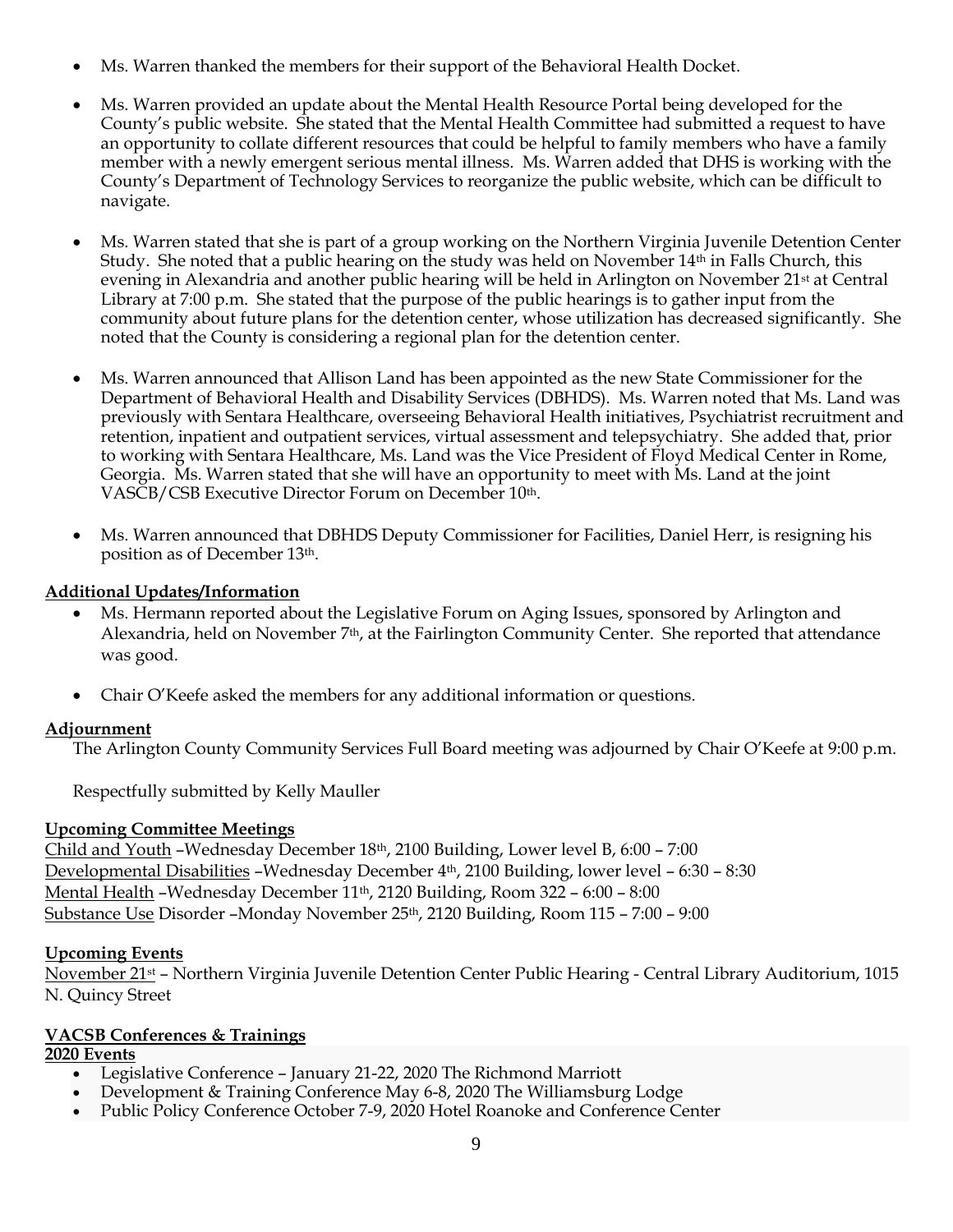- Ms. Warren thanked the members for their support of the Behavioral Health Docket.

- Ms. Warren provided an update about the Mental Health Resource Portal being developed for the County's public website. She stated that the Mental Health Committee had submitted a request to have an opportunity to collate different resources that could be helpful to family members who have a family member with a newly emergent serious mental illness. Ms. Warren added that DHS is working with the County's Department of Technology Services to reorganize the public website, which can be difficult to navigate.

- Ms. Warren stated that she is part of a group working on the Northern Virginia Juvenile Detention Center Study. She noted that a public hearing on the study was held on November 14th in Falls Church, this evening in Alexandria and another public hearing will be held in Arlington on November 21st at Central Library at 7:00 p.m. She stated that the purpose of the public hearings is to gather input from the community about future plans for the detention center, whose utilization has decreased significantly. She noted that the County is considering a regional plan for the detention center.

- Ms. Warren announced that Allison Land has been appointed as the new State Commissioner for the Department of Behavioral Health and Disability Services (DBHDS). Ms. Warren noted that Ms. Land was previously with Sentara Healthcare, overseeing Behavioral Health initiatives, Psychiatrist recruitment and retention, inpatient and outpatient services, virtual assessment and telepsychiatry. She added that, prior to working with Sentara Healthcare, Ms. Land was the Vice President of Floyd Medical Center in Rome, Georgia. Ms. Warren stated that she will have an opportunity to meet with Ms. Land at the joint VASCB/CSB Executive Director Forum on December 10th.

- Ms. Warren announced that DBHDS Deputy Commissioner for Facilities, Daniel Herr, is resigning his position as of December 13th.

**Additional Updates/Information**

- Ms. Hermann reported about the Legislative Forum on Aging Issues, sponsored by Arlington and Alexandria, held on November 7th, at the Fairlington Community Center. She reported that attendance was good.

- Chair O'Keefe asked the members for any additional information or questions.

**Adjournment**

The Arlington County Community Services Full Board meeting was adjourned by Chair O'Keefe at 9:00 p.m.

Respectfully submitted by Kelly Mauller

**Upcoming Committee Meetings**

Child and Youth –Wednesday December 18th, 2100 Building, Lower level B, 6:00 – 7:00
Developmental Disabilities –Wednesday December 4th, 2100 Building, lower level – 6:30 – 8:30
Mental Health –Wednesday December 11th, 2120 Building, Room 322 – 6:00 – 8:00
Substance Use Disorder –Monday November 25th, 2120 Building, Room 115 – 7:00 – 9:00

**Upcoming Events**

November 21st – Northern Virginia Juvenile Detention Center Public Hearing - Central Library Auditorium, 1015 N. Quincy Street

**VACSB Conferences & Trainings**

**2020 Events**

- Legislative Conference – January 21-22, 2020 The Richmond Marriott
- Development & Training Conference May 6-8, 2020 The Williamsburg Lodge
- Public Policy Conference October 7-9, 2020 Hotel Roanoke and Conference Center